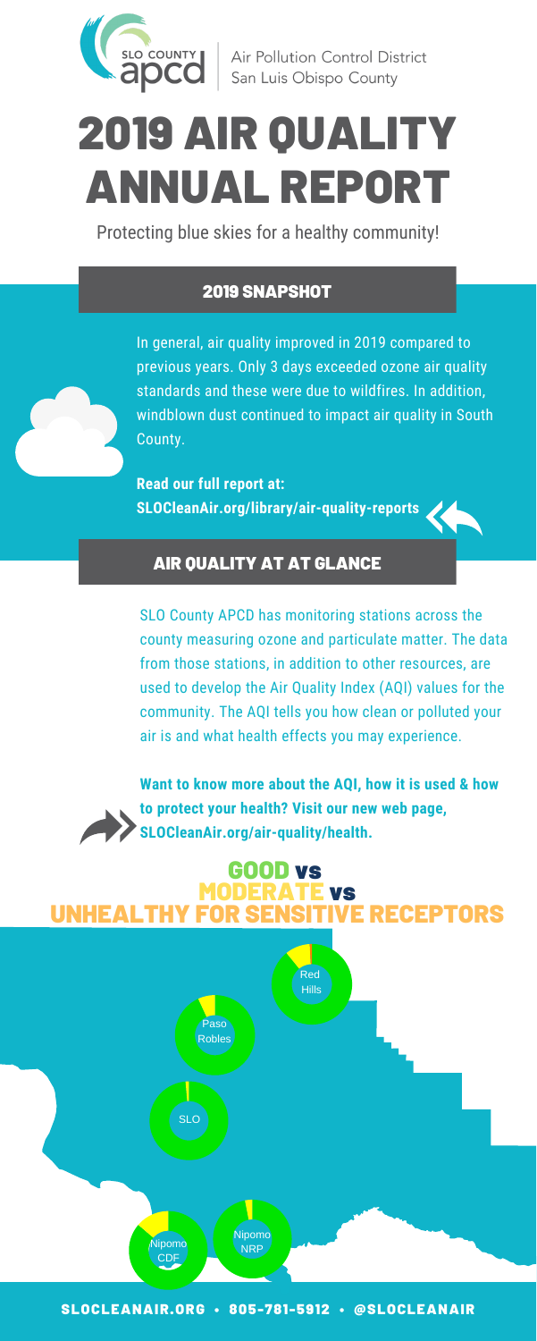SLO COUNTY apcd | Air Pollution Control District San Luis Obispo County

# 2019 AIR QUALITY ANNUAL REPORT

Protecting blue skies for a healthy community!

## 2019 SNAPSHOT

In general, air quality improved in 2019 compared to previous years. Only 3 days exceeded ozone air quality standards and these were due to wildfires. In addition, windblown dust continued to impact air quality in South County.

**Read our full report at: SLOCleanAir.org/library/air-quality-reports**

## AIR QUALITY AT AT GLANCE

SLO County APCD has monitoring stations across the county measuring ozone and particulate matter. The data from those stations, in addition to other resources, are used to develop the Air Quality Index (AQI) values for the community. The AQI tells you how clean or polluted your air is and what health effects you may experience.

**Want to know more about the AQI, how it is used & how to protect your health? Visit our new web page, SLOCleanAir.org/air-quality/health.**

## GOOD vs MODERATE vs UNHEALTHY FOR SENSITIVE RECEPTORS

Red Hills

Paso Robles

SLO

Nipomo CDF

Nipomo NRP

SLOCLEANAIR.ORG • 805-781-5912 • @SLOCLEANAIR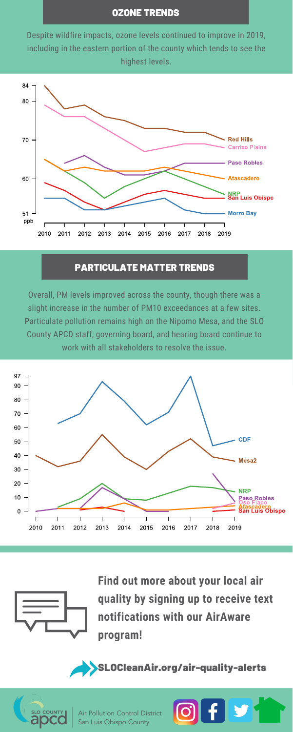## OZONE TRENDS

Despite wildfire impacts, ozone levels continued to improve in 2019, including in the eastern portion of the county which tends to see the highest levels.

84
80
70
60
51
ppb

2010 2011 2012 2013 2014 2015 2016 2017 2018 2019

Red Hills
Carrizo Plains
Paso Robles
Atascadero
NRP
San Luis Obispo
Morro Bay

## PARTICULATE MATTER TRENDS

Overall, PM levels improved across the county, though there was a slight increase in the number of PM10 exceedances at a few sites. Particulate pollution remains high on the Nipomo Mesa, and the SLO County APCD staff, governing board, and hearing board continue to work with all stakeholders to resolve the issue.

97
90
80
70
60
50
40
30
20
10
0

2010 2011 2012 2013 2014 2015 2016 2017 2018 2019

CDF
Mesa2
NRP
Paso Robles
Oso Flaco
Atascadero
San Luis Obispo

**Find out more about your local air quality by signing up to receive text notifications with our AirAware program!**

SLOCleanAir.org/air-quality-alerts

SLO COUNTY apcd

Air Pollution Control District
San Luis Obispo County